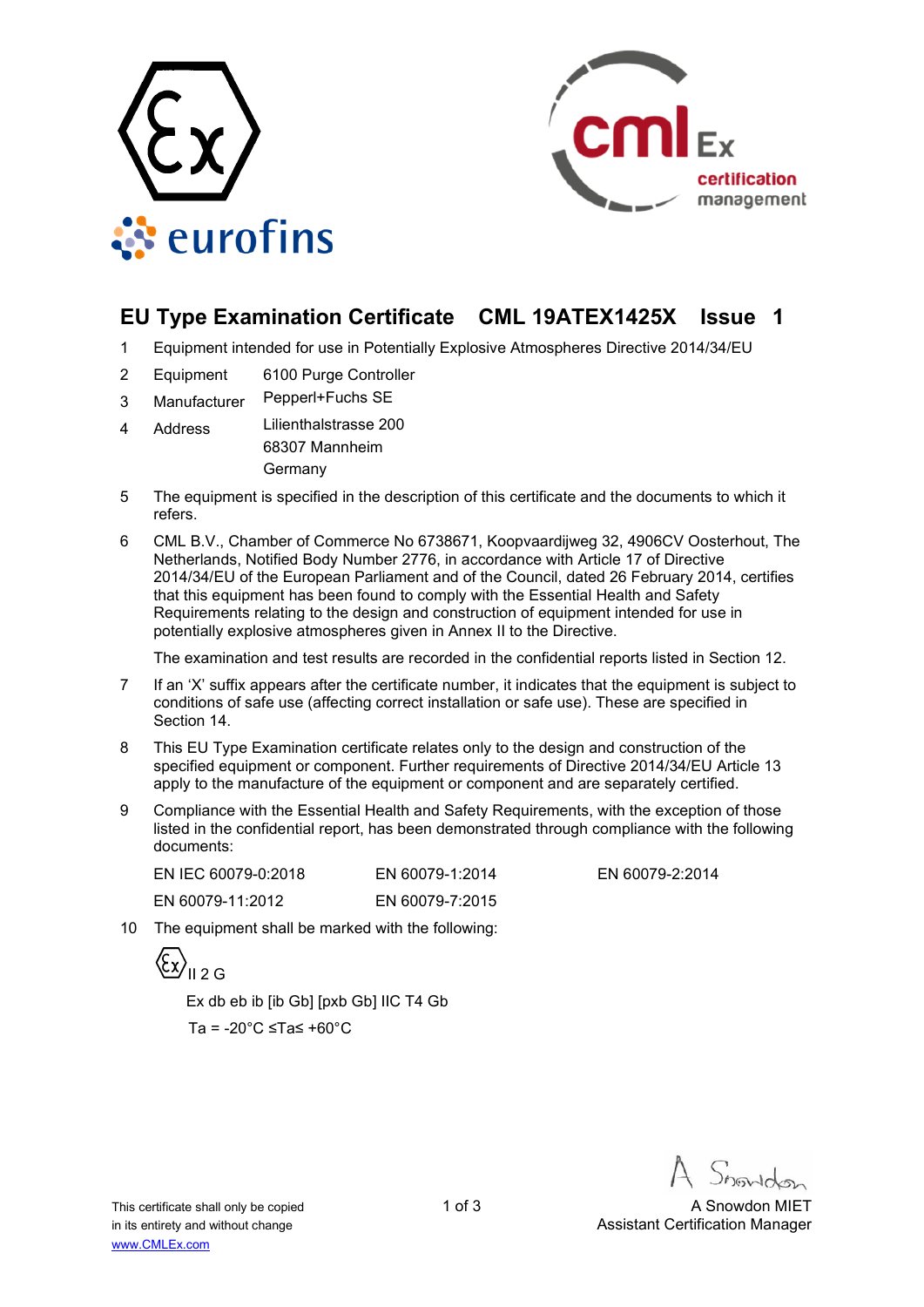# EU Type Examination Certificate CML 19ATEX1425X Issue 1

1 Equipment intended for use in Potentially Explosive Atmospheres Directive 2014/34/EU

2 Equipment 6100 Purge Controller

3 Manufacturer Pepperl+Fuchs SE

4 Address Lilienthalstrasse 200
68307 Mannheim
Germany

5 The equipment is specified in the description of this certificate and the documents to which it refers.

6 CML B.V., Chamber of Commerce No 6738671, Koopvaardijweg 32, 4906CV Oosterhout, The Netherlands, Notified Body Number 2776, in accordance with Article 17 of Directive 2014/34/EU of the European Parliament and of the Council, dated 26 February 2014, certifies that this equipment has been found to comply with the Essential Health and Safety Requirements relating to the design and construction of equipment intended for use in potentially explosive atmospheres given in Annex II to the Directive.

The examination and test results are recorded in the confidential reports listed in Section 12.

7 If an 'X' suffix appears after the certificate number, it indicates that the equipment is subject to conditions of safe use (affecting correct installation or safe use). These are specified in Section 14.

8 This EU Type Examination certificate relates only to the design and construction of the specified equipment or component. Further requirements of Directive 2014/34/EU Article 13 apply to the manufacture of the equipment or component and are separately certified.

9 Compliance with the Essential Health and Safety Requirements, with the exception of those listed in the confidential report, has been demonstrated through compliance with the following documents:

| | | |
|---|---|---|
| EN IEC 60079-0:2018 | EN 60079-1:2014 | EN 60079-2:2014 |
| EN 60079-11:2012 | EN 60079-7:2015 | |

10 The equipment shall be marked with the following:

Ex II 2 G

Ex db eb ib [ib Gb] [pxb Gb] IIC T4 Gb

Ta = -20°C ≤Ta≤ +60°C

This certificate shall only be copied in its entirety and without change
www.CMLEx.com

A Snowdon MIET
Assistant Certification Manager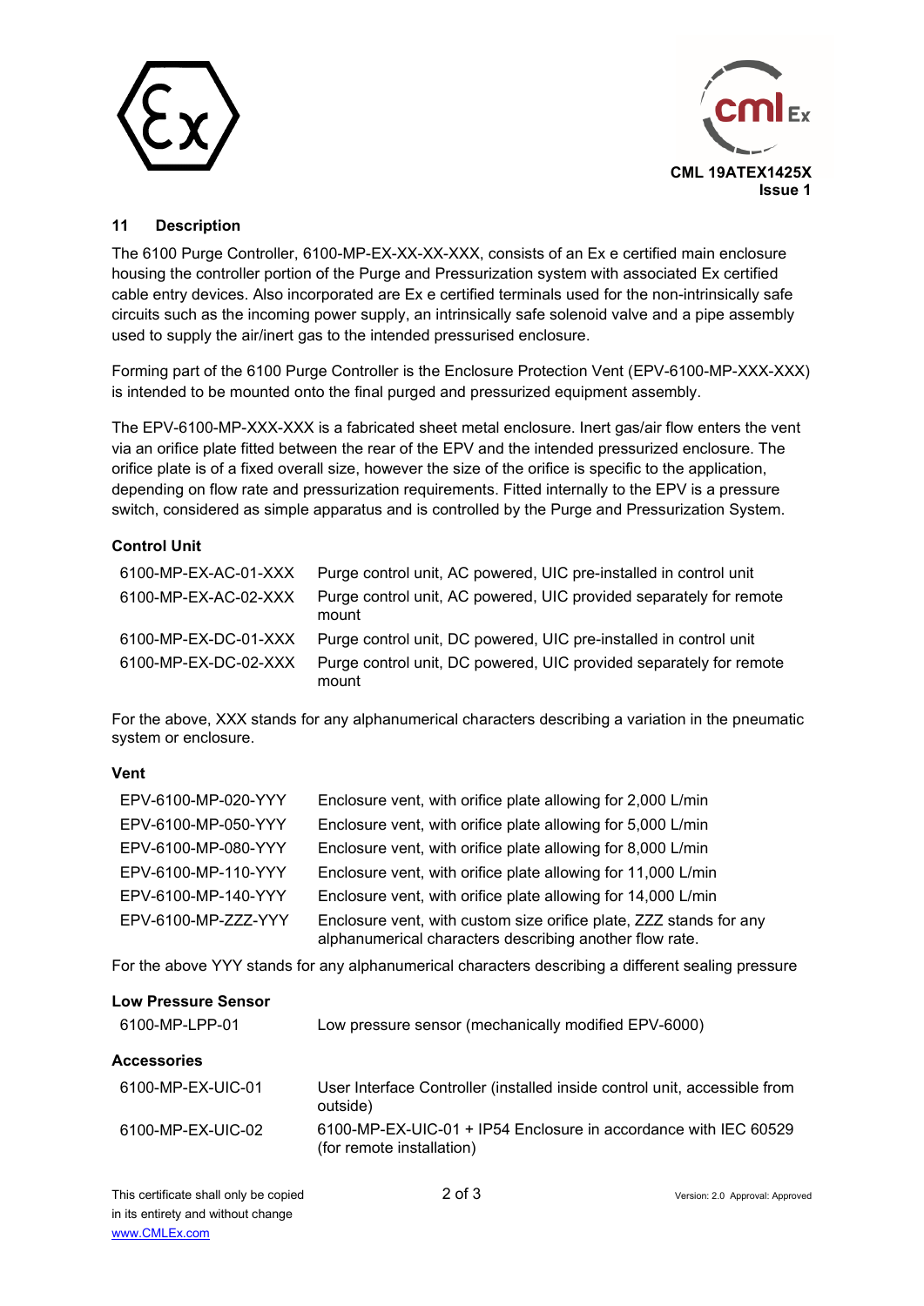## 11 Description

The 6100 Purge Controller, 6100-MP-EX-XX-XX-XXX, consists of an Ex e certified main enclosure housing the controller portion of the Purge and Pressurization system with associated Ex certified cable entry devices. Also incorporated are Ex e certified terminals used for the non-intrinsically safe circuits such as the incoming power supply, an intrinsically safe solenoid valve and a pipe assembly used to supply the air/inert gas to the intended pressurised enclosure.

Forming part of the 6100 Purge Controller is the Enclosure Protection Vent (EPV-6100-MP-XXX-XXX) is intended to be mounted onto the final purged and pressurized equipment assembly.

The EPV-6100-MP-XXX-XXX is a fabricated sheet metal enclosure. Inert gas/air flow enters the vent via an orifice plate fitted between the rear of the EPV and the intended pressurized enclosure. The orifice plate is of a fixed overall size, however the size of the orifice is specific to the application, depending on flow rate and pressurization requirements. Fitted internally to the EPV is a pressure switch, considered as simple apparatus and is controlled by the Purge and Pressurization System.

**Control Unit**

| | |
|---|---|
| 6100-MP-EX-AC-01-XXX | Purge control unit, AC powered, UIC pre-installed in control unit |
| 6100-MP-EX-AC-02-XXX | Purge control unit, AC powered, UIC provided separately for remote mount |
| 6100-MP-EX-DC-01-XXX | Purge control unit, DC powered, UIC pre-installed in control unit |
| 6100-MP-EX-DC-02-XXX | Purge control unit, DC powered, UIC provided separately for remote mount |

For the above, XXX stands for any alphanumerical characters describing a variation in the pneumatic system or enclosure.

**Vent**

| | |
|---|---|
| EPV-6100-MP-020-YYY | Enclosure vent, with orifice plate allowing for 2,000 L/min |
| EPV-6100-MP-050-YYY | Enclosure vent, with orifice plate allowing for 5,000 L/min |
| EPV-6100-MP-080-YYY | Enclosure vent, with orifice plate allowing for 8,000 L/min |
| EPV-6100-MP-110-YYY | Enclosure vent, with orifice plate allowing for 11,000 L/min |
| EPV-6100-MP-140-YYY | Enclosure vent, with orifice plate allowing for 14,000 L/min |
| EPV-6100-MP-ZZZ-YYY | Enclosure vent, with custom size orifice plate, ZZZ stands for any alphanumerical characters describing another flow rate. |

For the above YYY stands for any alphanumerical characters describing a different sealing pressure

**Low Pressure Sensor**

| | |
|---|---|
| 6100-MP-LPP-01 | Low pressure sensor (mechanically modified EPV-6000) |

**Accessories**

| | |
|---|---|
| 6100-MP-EX-UIC-01 | User Interface Controller (installed inside control unit, accessible from outside) |
| 6100-MP-EX-UIC-02 | 6100-MP-EX-UIC-01 + IP54 Enclosure in accordance with IEC 60529 (for remote installation) |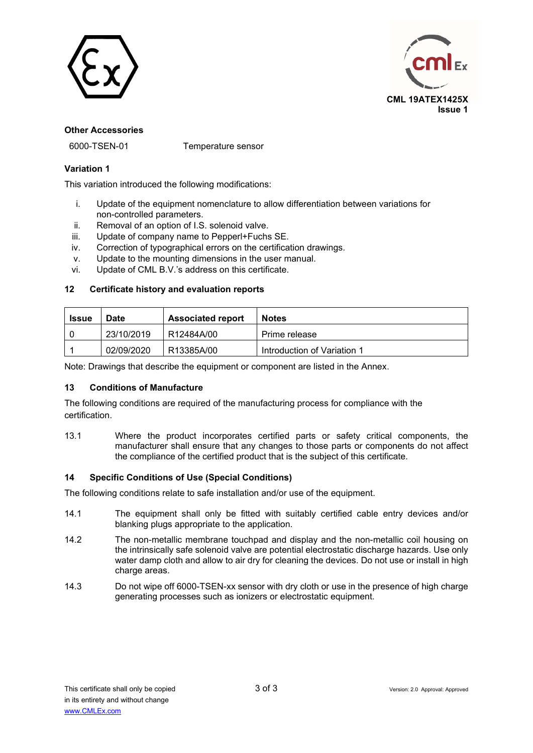**Other Accessories**

6000-TSEN-01 Temperature sensor

**Variation 1**

This variation introduced the following modifications:

i. Update of the equipment nomenclature to allow differentiation between variations for non-controlled parameters.
ii. Removal of an option of I.S. solenoid valve.
iii. Update of company name to Pepperl+Fuchs SE.
iv. Correction of typographical errors on the certification drawings.
v. Update to the mounting dimensions in the user manual.
vi. Update of CML B.V.'s address on this certificate.

## 12 Certificate history and evaluation reports

| Issue | Date | Associated report | Notes |
|---|---|---|---|
| 0 | 23/10/2019 | R12484A/00 | Prime release |
| 1 | 02/09/2020 | R13385A/00 | Introduction of Variation 1 |

Note: Drawings that describe the equipment or component are listed in the Annex.

## 13 Conditions of Manufacture

The following conditions are required of the manufacturing process for compliance with the certification.

13.1 Where the product incorporates certified parts or safety critical components, the manufacturer shall ensure that any changes to those parts or components do not affect the compliance of the certified product that is the subject of this certificate.

## 14 Specific Conditions of Use (Special Conditions)

The following conditions relate to safe installation and/or use of the equipment.

14.1 The equipment shall only be fitted with suitably certified cable entry devices and/or blanking plugs appropriate to the application.

14.2 The non-metallic membrane touchpad and display and the non-metallic coil housing on the intrinsically safe solenoid valve are potential electrostatic discharge hazards. Use only water damp cloth and allow to air dry for cleaning the devices. Do not use or install in high charge areas.

14.3 Do not wipe off 6000-TSEN-xx sensor with dry cloth or use in the presence of high charge generating processes such as ionizers or electrostatic equipment.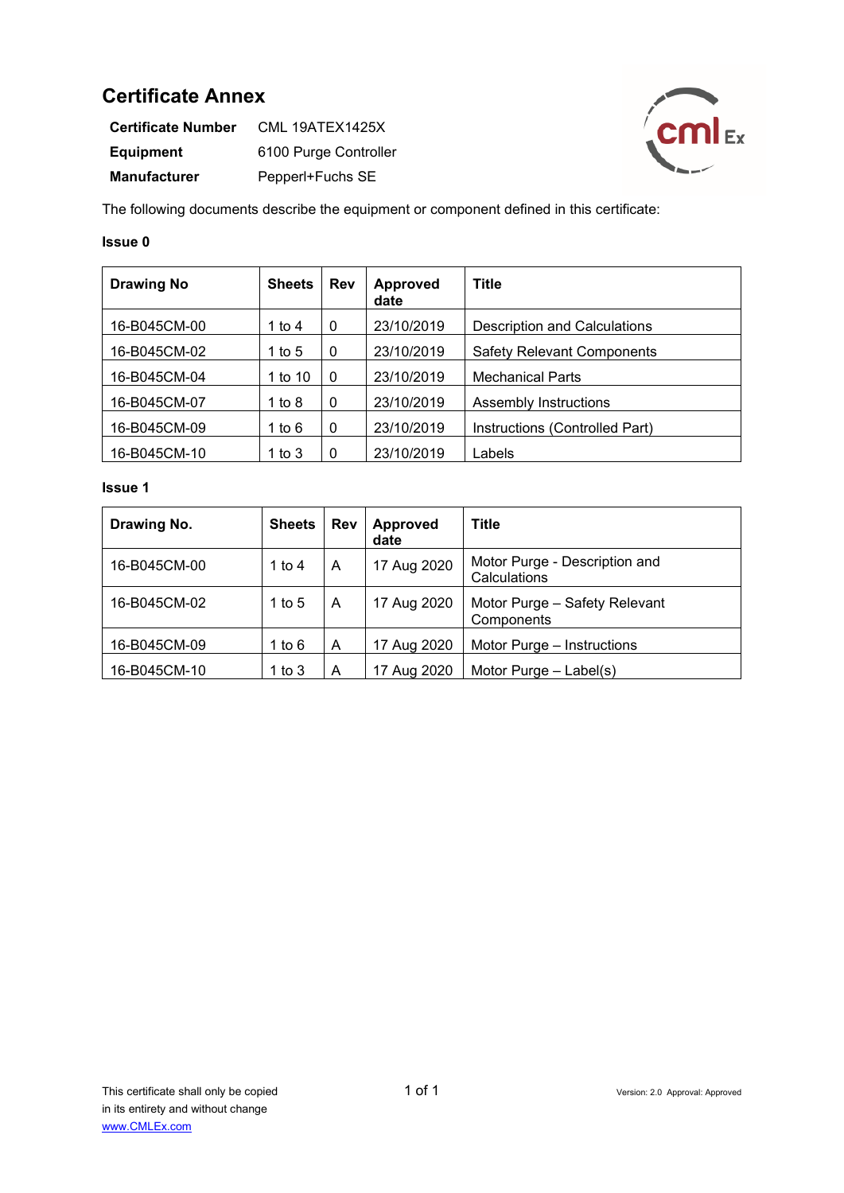# Certificate Annex

| | |
|---|---|
| **Certificate Number** | CML 19ATEX1425X |
| **Equipment** | 6100 Purge Controller |
| **Manufacturer** | Pepperl+Fuchs SE |

The following documents describe the equipment or component defined in this certificate:

**Issue 0**

| Drawing No | Sheets | Rev | Approved date | Title |
|---|---|---|---|---|
| 16-B045CM-00 | 1 to 4 | 0 | 23/10/2019 | Description and Calculations |
| 16-B045CM-02 | 1 to 5 | 0 | 23/10/2019 | Safety Relevant Components |
| 16-B045CM-04 | 1 to 10 | 0 | 23/10/2019 | Mechanical Parts |
| 16-B045CM-07 | 1 to 8 | 0 | 23/10/2019 | Assembly Instructions |
| 16-B045CM-09 | 1 to 6 | 0 | 23/10/2019 | Instructions (Controlled Part) |
| 16-B045CM-10 | 1 to 3 | 0 | 23/10/2019 | Labels |

**Issue 1**

| Drawing No. | Sheets | Rev | Approved date | Title |
|---|---|---|---|---|
| 16-B045CM-00 | 1 to 4 | A | 17 Aug 2020 | Motor Purge - Description and Calculations |
| 16-B045CM-02 | 1 to 5 | A | 17 Aug 2020 | Motor Purge – Safety Relevant Components |
| 16-B045CM-09 | 1 to 6 | A | 17 Aug 2020 | Motor Purge – Instructions |
| 16-B045CM-10 | 1 to 3 | A | 17 Aug 2020 | Motor Purge – Label(s) |

This certificate shall only be copied in its entirety and without change
www.CMLEx.com

Version: 2.0 Approval: Approved